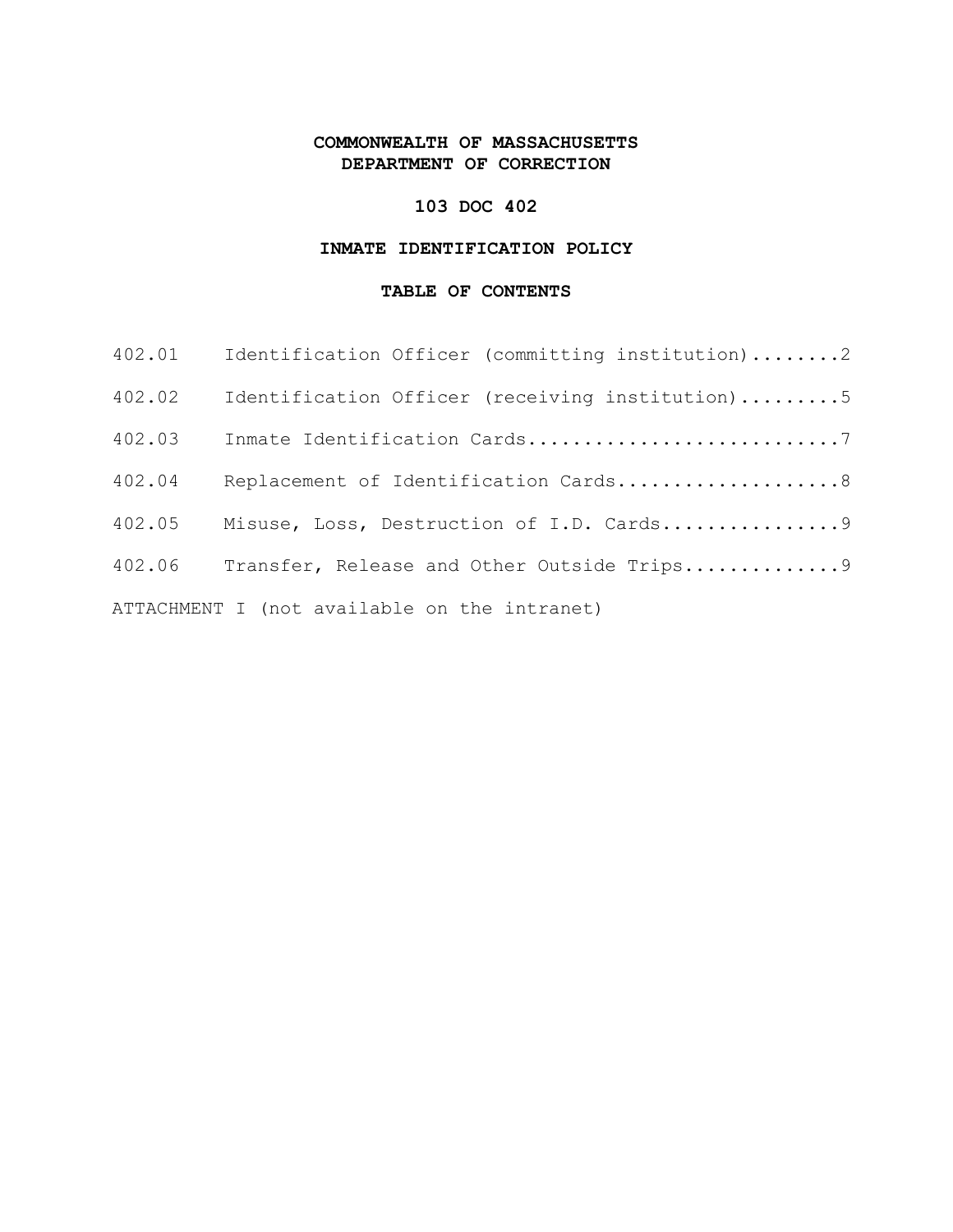# COMMONWEALTH OF MASSACHUSETTS
# DEPARTMENT OF CORRECTION

## 103 DOC 402

## INMATE IDENTIFICATION POLICY

### TABLE OF CONTENTS

402.01 Identification Officer (committing institution)........2

402.02 Identification Officer (receiving institution).........5

402.03 Inmate Identification Cards............................7

402.04 Replacement of Identification Cards....................8

402.05 Misuse, Loss, Destruction of I.D. Cards................9

402.06 Transfer, Release and Other Outside Trips..............9

ATTACHMENT I (not available on the intranet)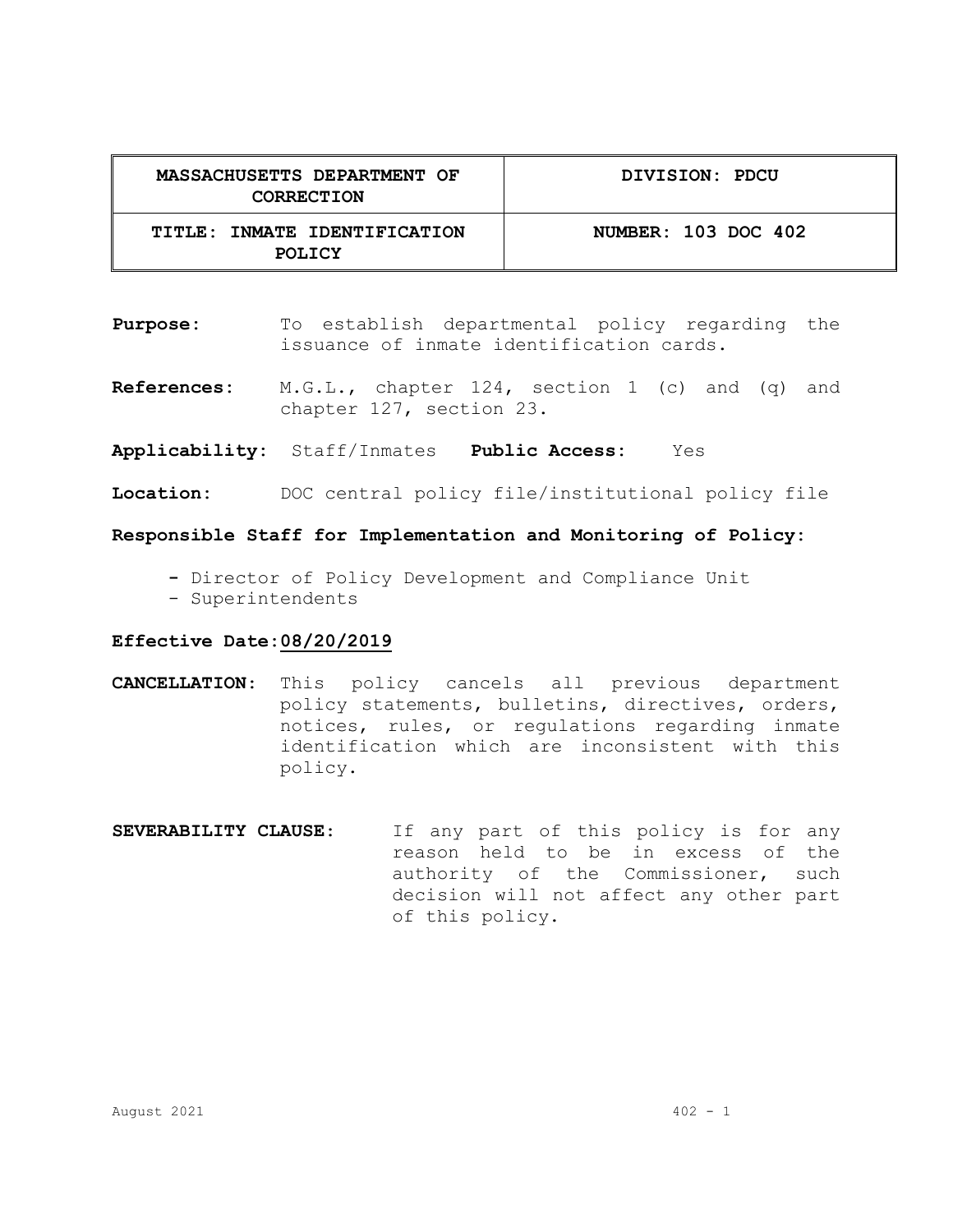| MASSACHUSETTS DEPARTMENT OF CORRECTION | DIVISION: PDCU |
| --- | --- |
| TITLE: INMATE IDENTIFICATION POLICY | NUMBER: 103 DOC 402 |

**Purpose:** To establish departmental policy regarding the issuance of inmate identification cards.

**References:** M.G.L., chapter 124, section 1 (c) and (q) and chapter 127, section 23.

**Applicability:** Staff/Inmates **Public Access:** Yes

**Location:** DOC central policy file/institutional policy file

**Responsible Staff for Implementation and Monitoring of Policy:**

- Director of Policy Development and Compliance Unit
- Superintendents

**Effective Date:** <u>**08/20/2019**</u>

**CANCELLATION:** This policy cancels all previous department policy statements, bulletins, directives, orders, notices, rules, or regulations regarding inmate identification which are inconsistent with this policy.

**SEVERABILITY CLAUSE:** If any part of this policy is for any reason held to be in excess of the authority of the Commissioner, such decision will not affect any other part of this policy.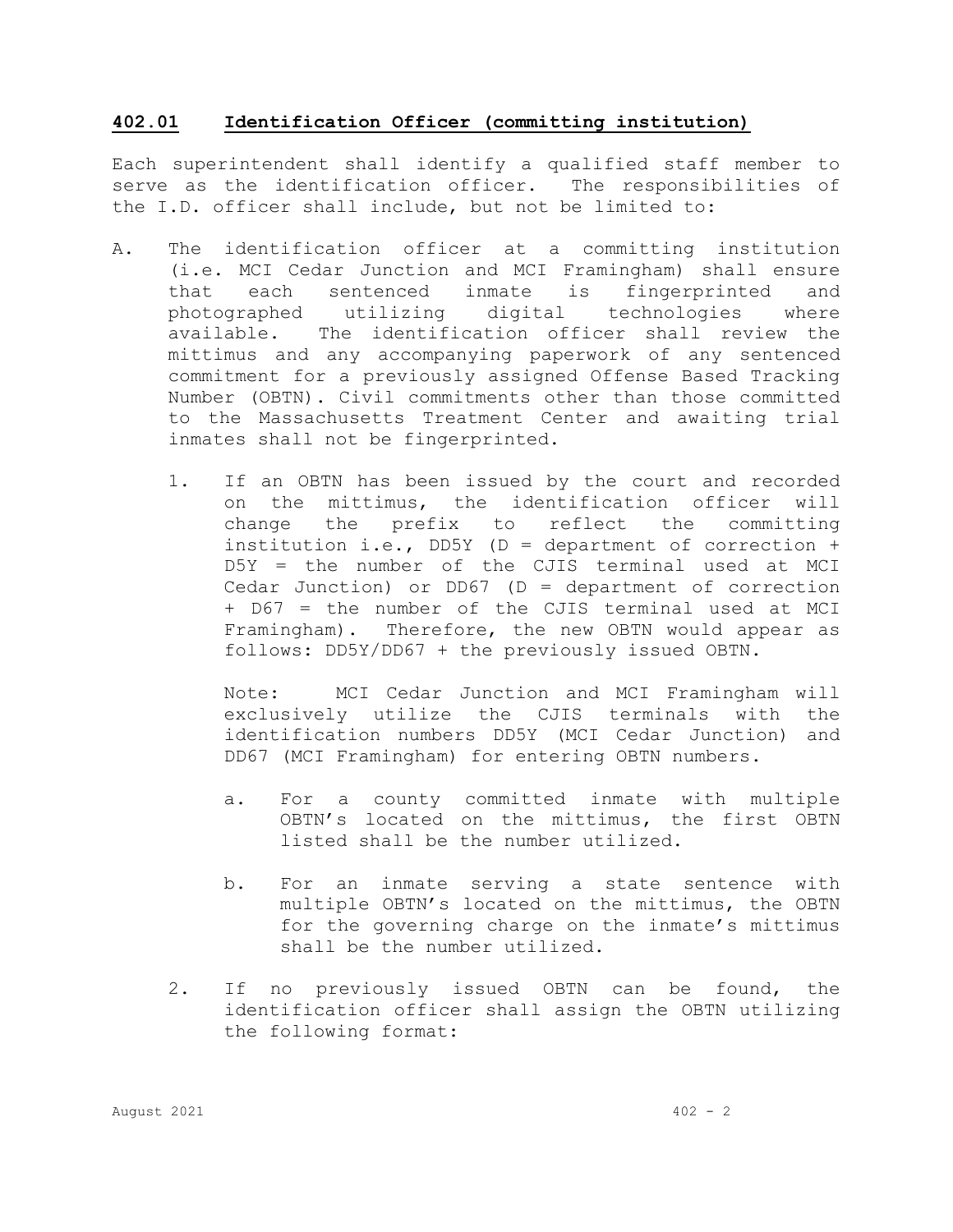## 402.01 Identification Officer (committing institution)

Each superintendent shall identify a qualified staff member to serve as the identification officer. The responsibilities of the I.D. officer shall include, but not be limited to:

A. The identification officer at a committing institution (i.e. MCI Cedar Junction and MCI Framingham) shall ensure that each sentenced inmate is fingerprinted and photographed utilizing digital technologies where available. The identification officer shall review the mittimus and any accompanying paperwork of any sentenced commitment for a previously assigned Offense Based Tracking Number (OBTN). Civil commitments other than those committed to the Massachusetts Treatment Center and awaiting trial inmates shall not be fingerprinted.

   1. If an OBTN has been issued by the court and recorded on the mittimus, the identification officer will change the prefix to reflect the committing institution i.e., DD5Y (D = department of correction + D5Y = the number of the CJIS terminal used at MCI Cedar Junction) or DD67 (D = department of correction + D67 = the number of the CJIS terminal used at MCI Framingham). Therefore, the new OBTN would appear as follows: DD5Y/DD67 + the previously issued OBTN.

      Note: MCI Cedar Junction and MCI Framingham will exclusively utilize the CJIS terminals with the identification numbers DD5Y (MCI Cedar Junction) and DD67 (MCI Framingham) for entering OBTN numbers.

      a. For a county committed inmate with multiple OBTN's located on the mittimus, the first OBTN listed shall be the number utilized.

      b. For an inmate serving a state sentence with multiple OBTN's located on the mittimus, the OBTN for the governing charge on the inmate's mittimus shall be the number utilized.

   2. If no previously issued OBTN can be found, the identification officer shall assign the OBTN utilizing the following format: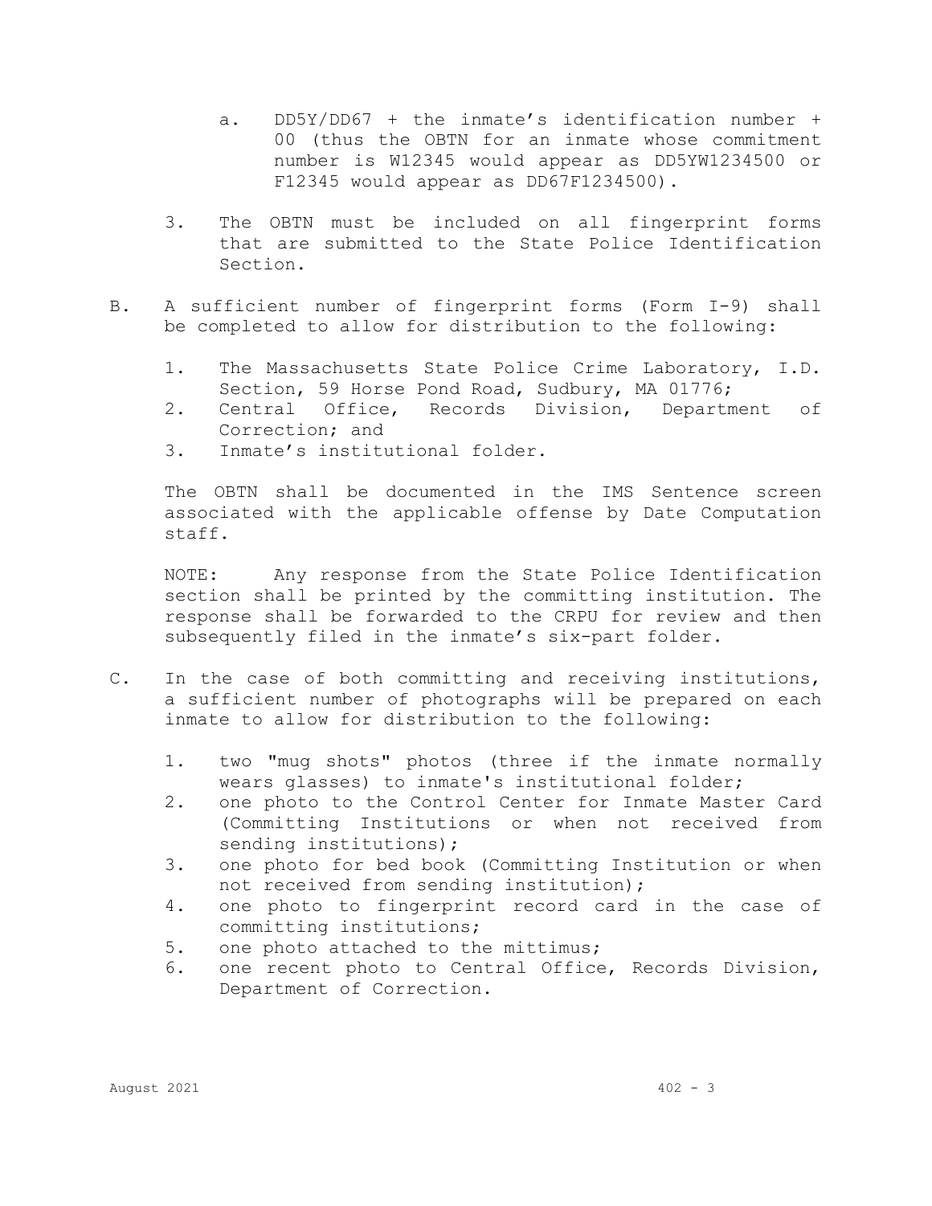a. DD5Y/DD67 + the inmate's identification number + 00 (thus the OBTN for an inmate whose commitment number is W12345 would appear as DD5YW1234500 or F12345 would appear as DD67F1234500).

3. The OBTN must be included on all fingerprint forms that are submitted to the State Police Identification Section.

B. A sufficient number of fingerprint forms (Form I-9) shall be completed to allow for distribution to the following:

1. The Massachusetts State Police Crime Laboratory, I.D. Section, 59 Horse Pond Road, Sudbury, MA 01776;
2. Central Office, Records Division, Department of Correction; and
3. Inmate's institutional folder.

The OBTN shall be documented in the IMS Sentence screen associated with the applicable offense by Date Computation staff.

NOTE: Any response from the State Police Identification section shall be printed by the committing institution. The response shall be forwarded to the CRPU for review and then subsequently filed in the inmate's six-part folder.

C. In the case of both committing and receiving institutions, a sufficient number of photographs will be prepared on each inmate to allow for distribution to the following:

1. two "mug shots" photos (three if the inmate normally wears glasses) to inmate's institutional folder;
2. one photo to the Control Center for Inmate Master Card (Committing Institutions or when not received from sending institutions);
3. one photo for bed book (Committing Institution or when not received from sending institution);
4. one photo to fingerprint record card in the case of committing institutions;
5. one photo attached to the mittimus;
6. one recent photo to Central Office, Records Division, Department of Correction.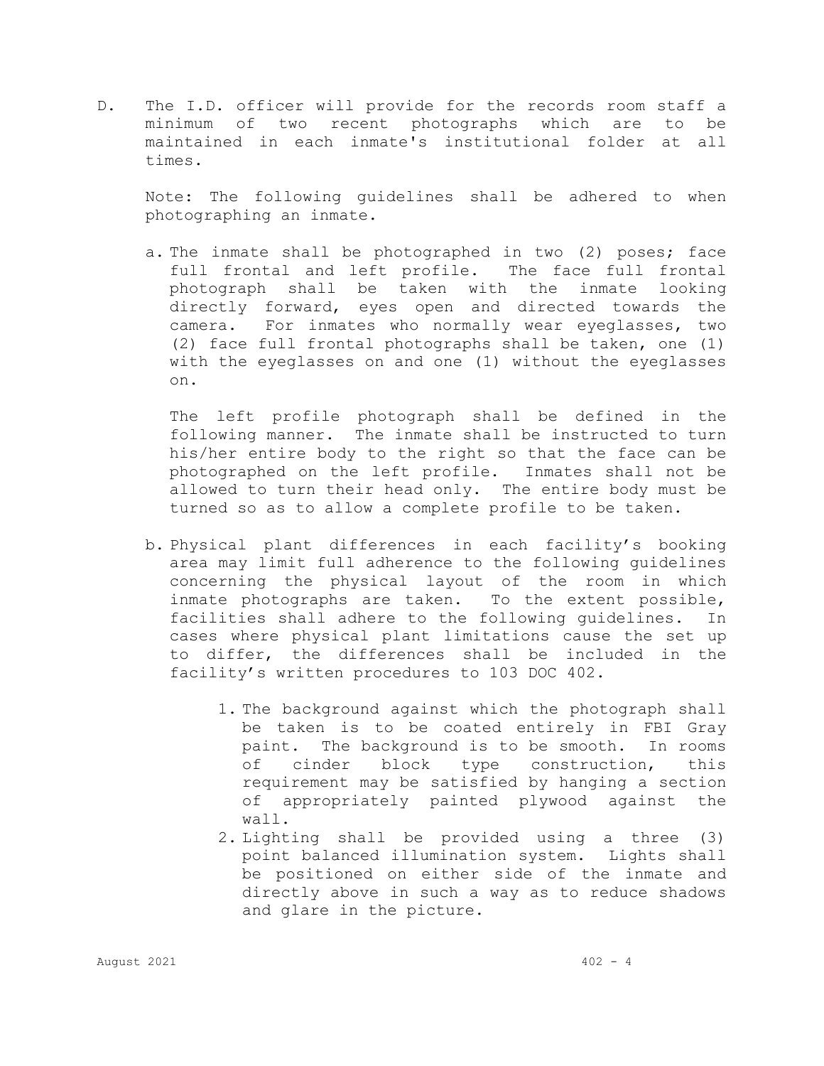D. The I.D. officer will provide for the records room staff a minimum of two recent photographs which are to be maintained in each inmate's institutional folder at all times.

Note: The following guidelines shall be adhered to when photographing an inmate.

a. The inmate shall be photographed in two (2) poses; face full frontal and left profile. The face full frontal photograph shall be taken with the inmate looking directly forward, eyes open and directed towards the camera. For inmates who normally wear eyeglasses, two (2) face full frontal photographs shall be taken, one (1) with the eyeglasses on and one (1) without the eyeglasses on.

   The left profile photograph shall be defined in the following manner. The inmate shall be instructed to turn his/her entire body to the right so that the face can be photographed on the left profile. Inmates shall not be allowed to turn their head only. The entire body must be turned so as to allow a complete profile to be taken.

b. Physical plant differences in each facility's booking area may limit full adherence to the following guidelines concerning the physical layout of the room in which inmate photographs are taken. To the extent possible, facilities shall adhere to the following guidelines. In cases where physical plant limitations cause the set up to differ, the differences shall be included in the facility's written procedures to 103 DOC 402.

   1. The background against which the photograph shall be taken is to be coated entirely in FBI Gray paint. The background is to be smooth. In rooms of cinder block type construction, this requirement may be satisfied by hanging a section of appropriately painted plywood against the wall.
   2. Lighting shall be provided using a three (3) point balanced illumination system. Lights shall be positioned on either side of the inmate and directly above in such a way as to reduce shadows and glare in the picture.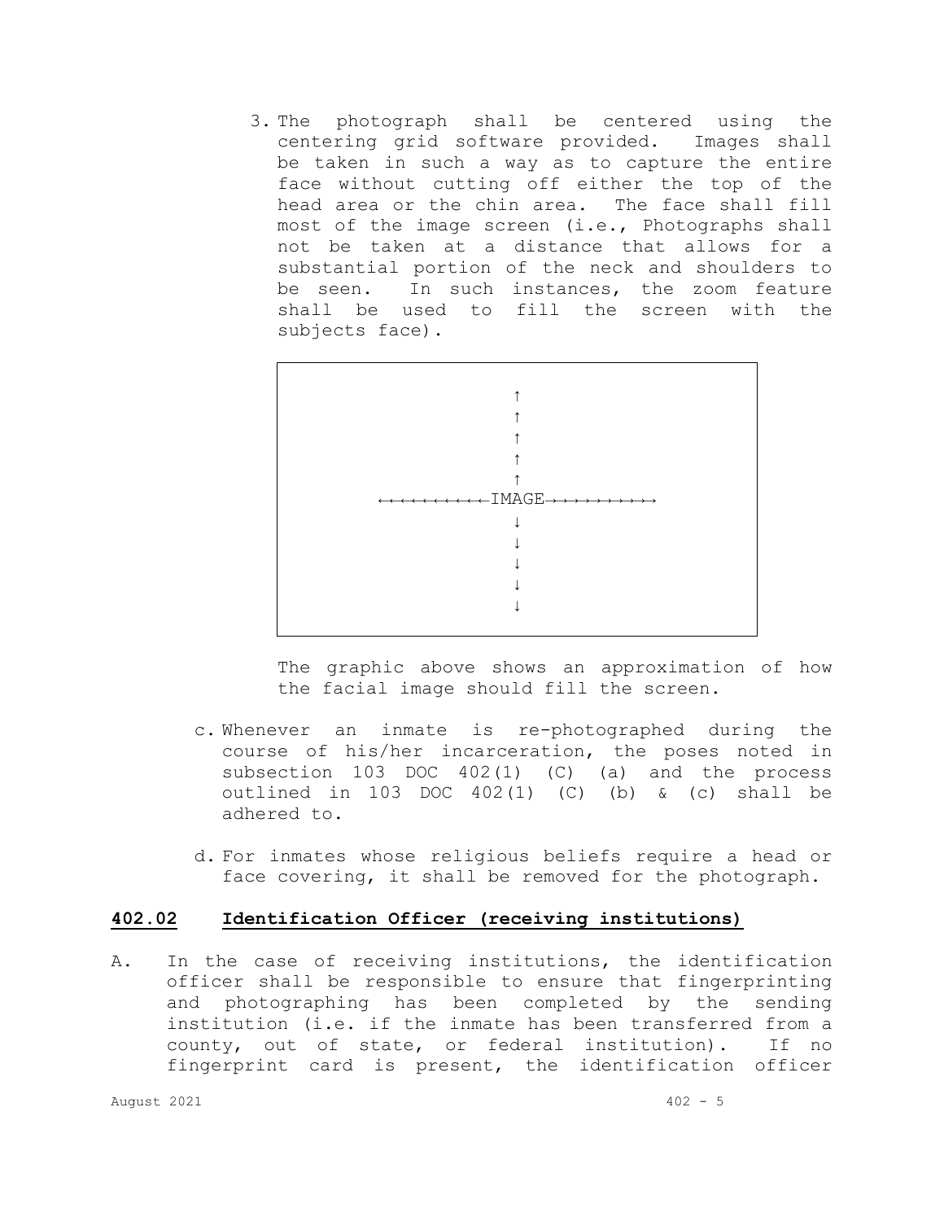3. The photograph shall be centered using the centering grid software provided. Images shall be taken in such a way as to capture the entire face without cutting off either the top of the head area or the chin area. The face shall fill most of the image screen (i.e., Photographs shall not be taken at a distance that allows for a substantial portion of the neck and shoulders to be seen. In such instances, the zoom feature shall be used to fill the screen with the subjects face).

```
                    ↑
                    ↑
                    ↑
                    ↑
                    ↑
←←←←←←←←←←←IMAGE→→→→→→→→→→→
                    ↓
                    ↓
                    ↓
                    ↓
                    ↓
```

The graphic above shows an approximation of how the facial image should fill the screen.

c. Whenever an inmate is re-photographed during the course of his/her incarceration, the poses noted in subsection 103 DOC 402(1) (C) (a) and the process outlined in 103 DOC 402(1) (C) (b) & (c) shall be adhered to.

d. For inmates whose religious beliefs require a head or face covering, it shall be removed for the photograph.

## 402.02 Identification Officer (receiving institutions)

A. In the case of receiving institutions, the identification officer shall be responsible to ensure that fingerprinting and photographing has been completed by the sending institution (i.e. if the inmate has been transferred from a county, out of state, or federal institution). If no fingerprint card is present, the identification officer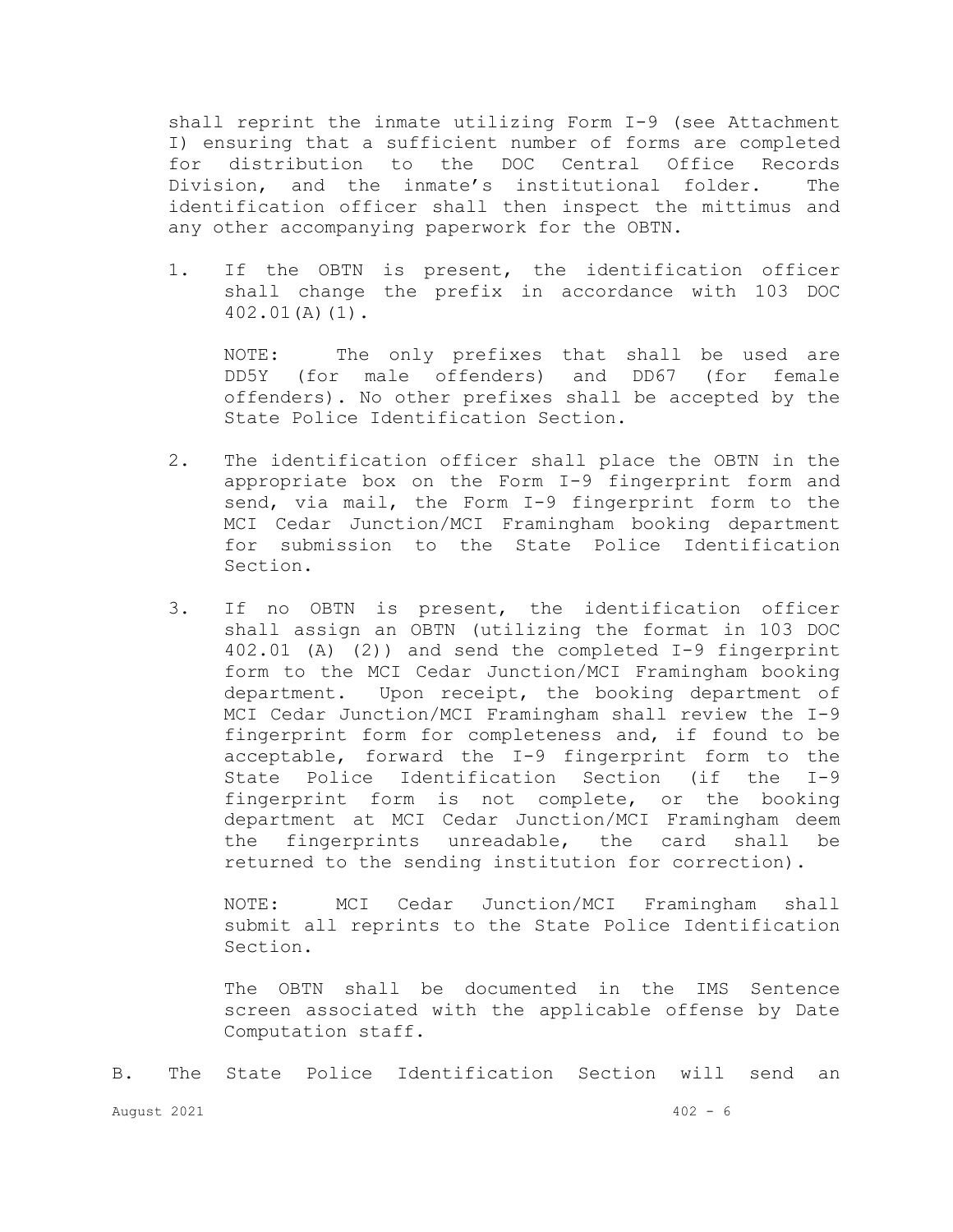shall reprint the inmate utilizing Form I-9 (see Attachment I) ensuring that a sufficient number of forms are completed for distribution to the DOC Central Office Records Division, and the inmate's institutional folder. The identification officer shall then inspect the mittimus and any other accompanying paperwork for the OBTN.

1. If the OBTN is present, the identification officer shall change the prefix in accordance with 103 DOC 402.01(A)(1).

   NOTE: The only prefixes that shall be used are DD5Y (for male offenders) and DD67 (for female offenders). No other prefixes shall be accepted by the State Police Identification Section.

2. The identification officer shall place the OBTN in the appropriate box on the Form I-9 fingerprint form and send, via mail, the Form I-9 fingerprint form to the MCI Cedar Junction/MCI Framingham booking department for submission to the State Police Identification Section.

3. If no OBTN is present, the identification officer shall assign an OBTN (utilizing the format in 103 DOC 402.01 (A) (2)) and send the completed I-9 fingerprint form to the MCI Cedar Junction/MCI Framingham booking department. Upon receipt, the booking department of MCI Cedar Junction/MCI Framingham shall review the I-9 fingerprint form for completeness and, if found to be acceptable, forward the I-9 fingerprint form to the State Police Identification Section (if the I-9 fingerprint form is not complete, or the booking department at MCI Cedar Junction/MCI Framingham deem the fingerprints unreadable, the card shall be returned to the sending institution for correction).

   NOTE: MCI Cedar Junction/MCI Framingham shall submit all reprints to the State Police Identification Section.

   The OBTN shall be documented in the IMS Sentence screen associated with the applicable offense by Date Computation staff.

B. The State Police Identification Section will send an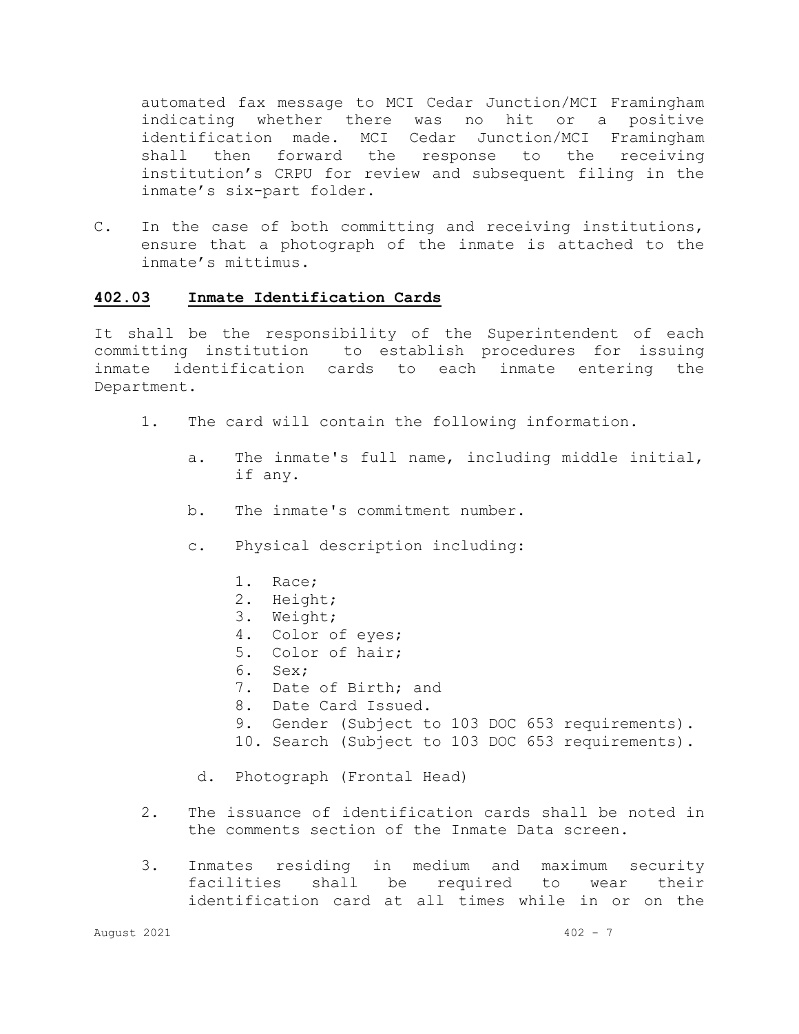automated fax message to MCI Cedar Junction/MCI Framingham indicating whether there was no hit or a positive identification made. MCI Cedar Junction/MCI Framingham shall then forward the response to the receiving institution's CRPU for review and subsequent filing in the inmate's six-part folder.

C. In the case of both committing and receiving institutions, ensure that a photograph of the inmate is attached to the inmate's mittimus.

## **402.03 Inmate Identification Cards**

It shall be the responsibility of the Superintendent of each committing institution to establish procedures for issuing inmate identification cards to each inmate entering the Department.

1. The card will contain the following information.

   a. The inmate's full name, including middle initial, if any.

   b. The inmate's commitment number.

   c. Physical description including:

      1. Race;
      2. Height;
      3. Weight;
      4. Color of eyes;
      5. Color of hair;
      6. Sex;
      7. Date of Birth; and
      8. Date Card Issued.
      9. Gender (Subject to 103 DOC 653 requirements).
      10. Search (Subject to 103 DOC 653 requirements).

   d. Photograph (Frontal Head)

2. The issuance of identification cards shall be noted in the comments section of the Inmate Data screen.

3. Inmates residing in medium and maximum security facilities shall be required to wear their identification card at all times while in or on the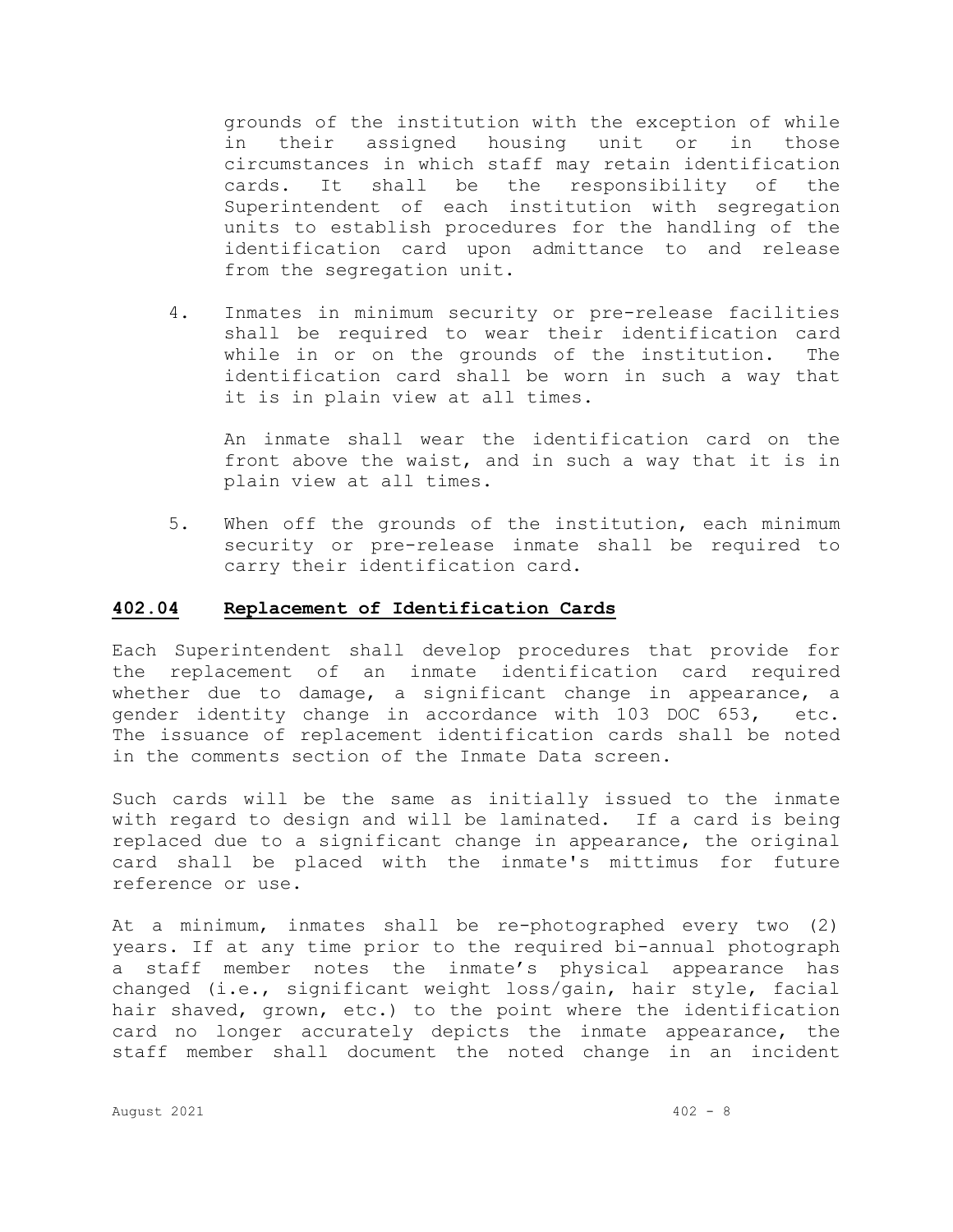grounds of the institution with the exception of while in their assigned housing unit or in those circumstances in which staff may retain identification cards. It shall be the responsibility of the Superintendent of each institution with segregation units to establish procedures for the handling of the identification card upon admittance to and release from the segregation unit.

4. Inmates in minimum security or pre-release facilities shall be required to wear their identification card while in or on the grounds of the institution. The identification card shall be worn in such a way that it is in plain view at all times.

   An inmate shall wear the identification card on the front above the waist, and in such a way that it is in plain view at all times.

5. When off the grounds of the institution, each minimum security or pre-release inmate shall be required to carry their identification card.

## **402.04 Replacement of Identification Cards**

Each Superintendent shall develop procedures that provide for the replacement of an inmate identification card required whether due to damage, a significant change in appearance, a gender identity change in accordance with 103 DOC 653, etc. The issuance of replacement identification cards shall be noted in the comments section of the Inmate Data screen.

Such cards will be the same as initially issued to the inmate with regard to design and will be laminated. If a card is being replaced due to a significant change in appearance, the original card shall be placed with the inmate's mittimus for future reference or use.

At a minimum, inmates shall be re-photographed every two (2) years. If at any time prior to the required bi-annual photograph a staff member notes the inmate's physical appearance has changed (i.e., significant weight loss/gain, hair style, facial hair shaved, grown, etc.) to the point where the identification card no longer accurately depicts the inmate appearance, the staff member shall document the noted change in an incident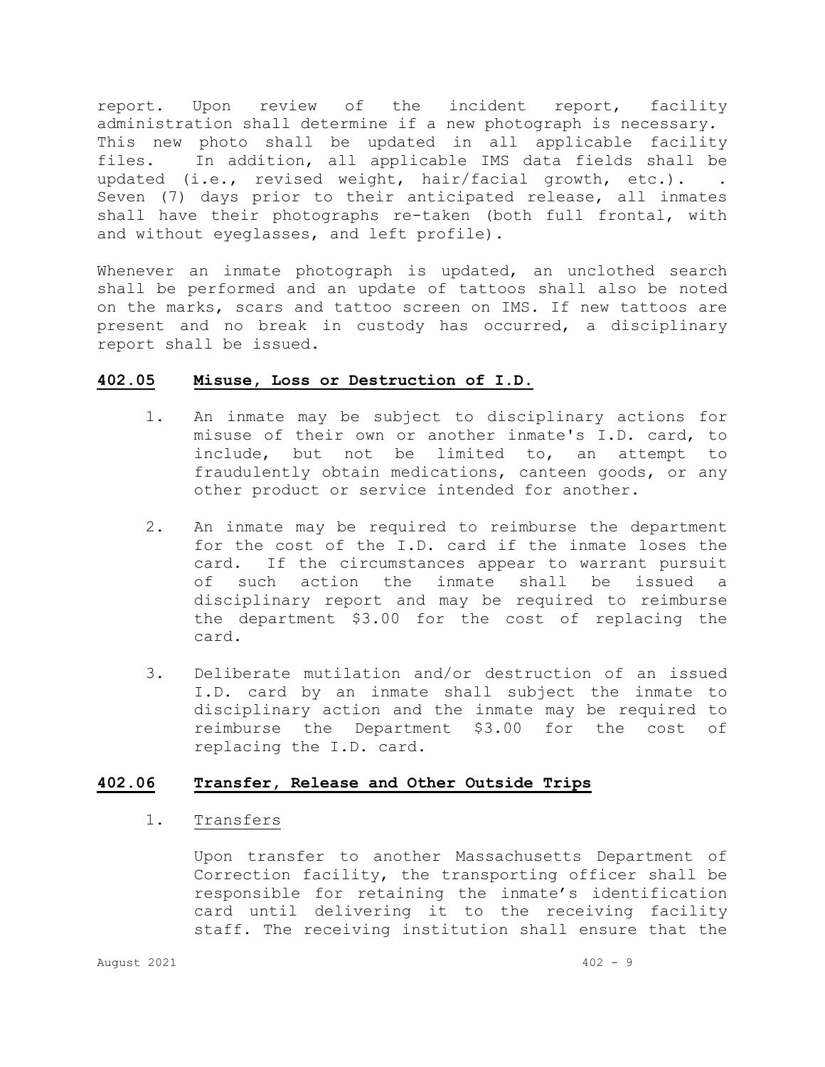report. Upon review of the incident report, facility administration shall determine if a new photograph is necessary. This new photo shall be updated in all applicable facility files. In addition, all applicable IMS data fields shall be updated (i.e., revised weight, hair/facial growth, etc.). . Seven (7) days prior to their anticipated release, all inmates shall have their photographs re-taken (both full frontal, with and without eyeglasses, and left profile).

Whenever an inmate photograph is updated, an unclothed search shall be performed and an update of tattoos shall also be noted on the marks, scars and tattoo screen on IMS. If new tattoos are present and no break in custody has occurred, a disciplinary report shall be issued.

## **402.05 Misuse, Loss or Destruction of I.D.**

1. An inmate may be subject to disciplinary actions for misuse of their own or another inmate's I.D. card, to include, but not be limited to, an attempt to fraudulently obtain medications, canteen goods, or any other product or service intended for another.

2. An inmate may be required to reimburse the department for the cost of the I.D. card if the inmate loses the card. If the circumstances appear to warrant pursuit of such action the inmate shall be issued a disciplinary report and may be required to reimburse the department $3.00 for the cost of replacing the card.

3. Deliberate mutilation and/or destruction of an issued I.D. card by an inmate shall subject the inmate to disciplinary action and the inmate may be required to reimburse the Department $3.00 for the cost of replacing the I.D. card.

## **402.06 Transfer, Release and Other Outside Trips**

1. Transfers

   Upon transfer to another Massachusetts Department of Correction facility, the transporting officer shall be responsible for retaining the inmate's identification card until delivering it to the receiving facility staff. The receiving institution shall ensure that the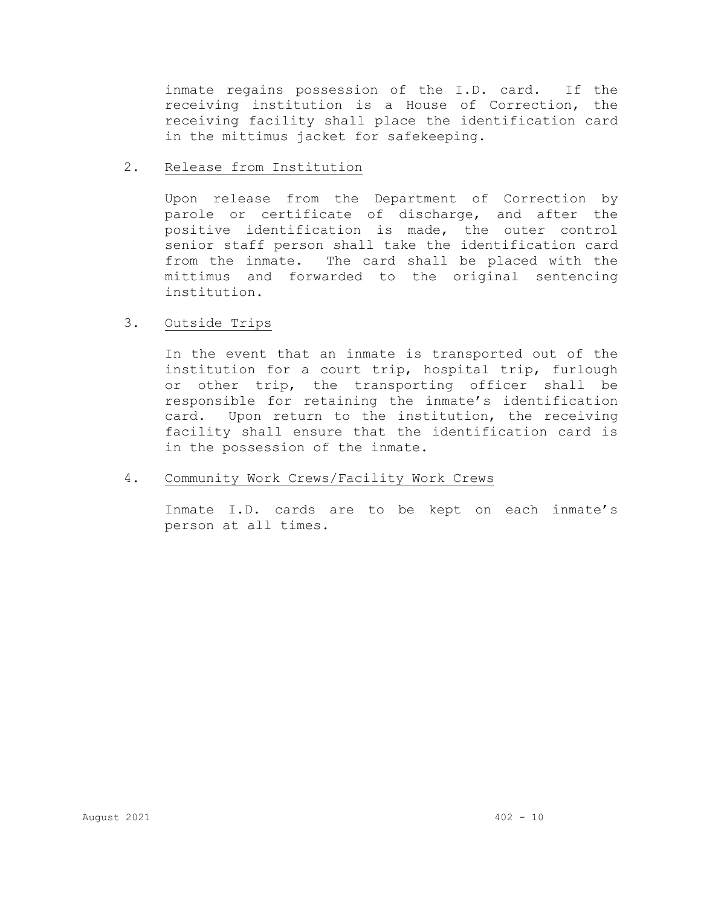inmate regains possession of the I.D. card. If the receiving institution is a House of Correction, the receiving facility shall place the identification card in the mittimus jacket for safekeeping.

2. Release from Institution

Upon release from the Department of Correction by parole or certificate of discharge, and after the positive identification is made, the outer control senior staff person shall take the identification card from the inmate. The card shall be placed with the mittimus and forwarded to the original sentencing institution.

3. Outside Trips

In the event that an inmate is transported out of the institution for a court trip, hospital trip, furlough or other trip, the transporting officer shall be responsible for retaining the inmate's identification card. Upon return to the institution, the receiving facility shall ensure that the identification card is in the possession of the inmate.

4. Community Work Crews/Facility Work Crews

Inmate I.D. cards are to be kept on each inmate's person at all times.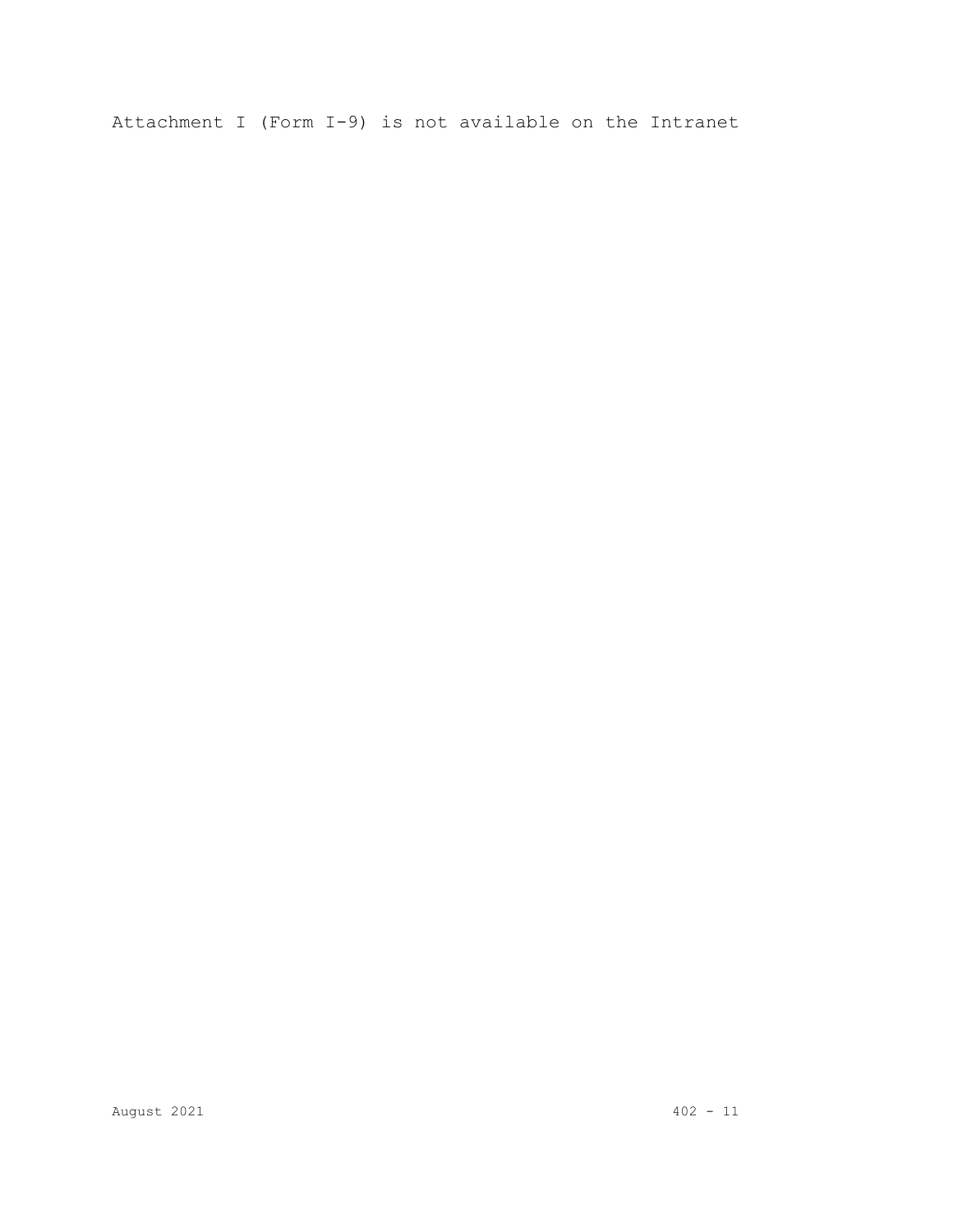Attachment I (Form I-9) is not available on the Intranet